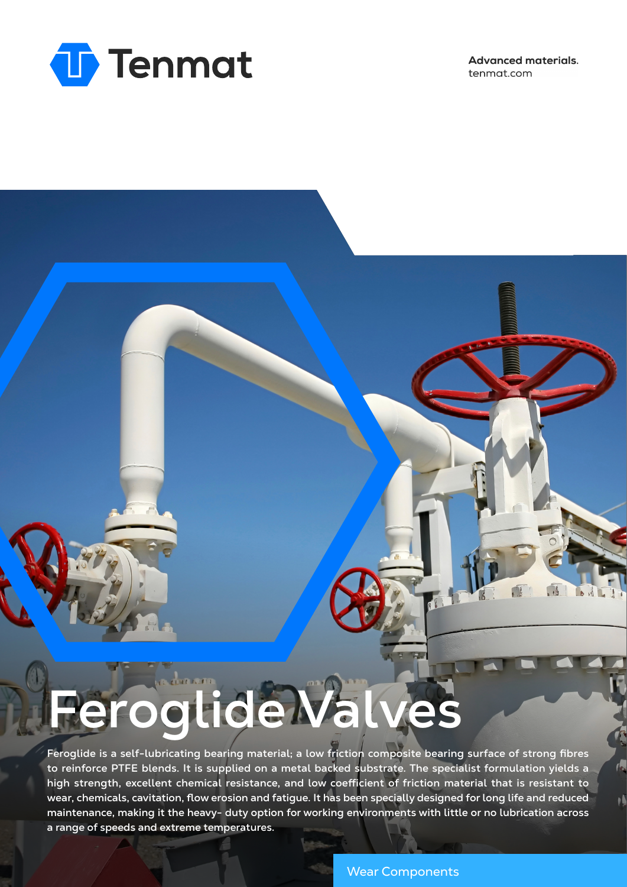Tenmat

**Advanced materials.**
tenmat.com

# Feroglide Valves

Feroglide is a self-lubricating bearing material; a low friction composite bearing surface of strong fibres to reinforce PTFE blends. It is supplied on a metal backed substrate. The specialist formulation yields a high strength, excellent chemical resistance, and low coefficient of friction material that is resistant to wear, chemicals, cavitation, flow erosion and fatigue. It has been specially designed for long life and reduced maintenance, making it the heavy- duty option for working environments with little or no lubrication across a range of speeds and extreme temperatures.

Wear Components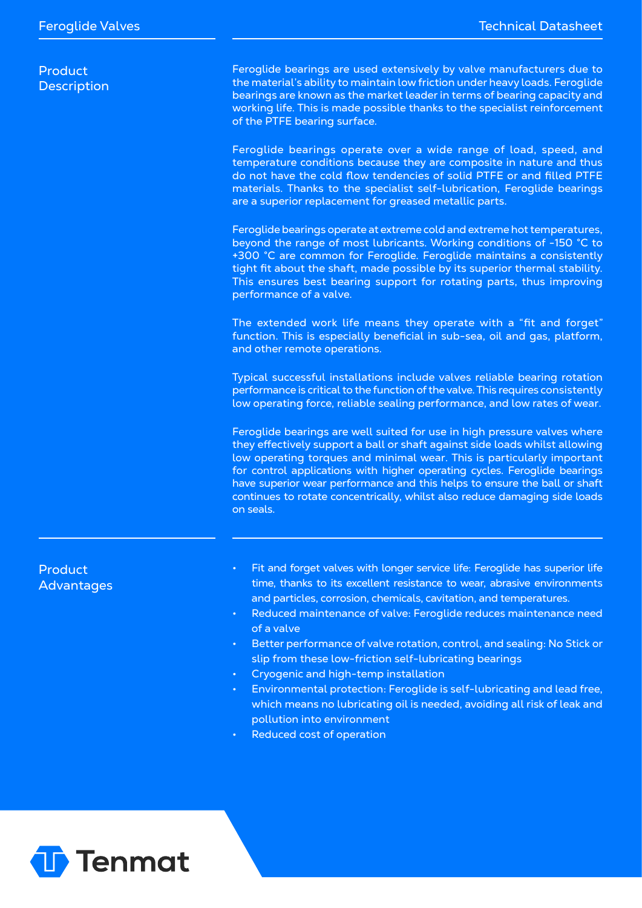## Product Description

Feroglide bearings are used extensively by valve manufacturers due to the material's ability to maintain low friction under heavy loads. Feroglide bearings are known as the market leader in terms of bearing capacity and working life. This is made possible thanks to the specialist reinforcement of the PTFE bearing surface.

Feroglide bearings operate over a wide range of load, speed, and temperature conditions because they are composite in nature and thus do not have the cold flow tendencies of solid PTFE or and filled PTFE materials. Thanks to the specialist self-lubrication, Feroglide bearings are a superior replacement for greased metallic parts.

Feroglide bearings operate at extreme cold and extreme hot temperatures, beyond the range of most lubricants. Working conditions of -150 °C to +300 °C are common for Feroglide. Feroglide maintains a consistently tight fit about the shaft, made possible by its superior thermal stability. This ensures best bearing support for rotating parts, thus improving performance of a valve.

The extended work life means they operate with a "fit and forget" function. This is especially beneficial in sub-sea, oil and gas, platform, and other remote operations.

Typical successful installations include valves reliable bearing rotation performance is critical to the function of the valve. This requires consistently low operating force, reliable sealing performance, and low rates of wear.

Feroglide bearings are well suited for use in high pressure valves where they effectively support a ball or shaft against side loads whilst allowing low operating torques and minimal wear. This is particularly important for control applications with higher operating cycles. Feroglide bearings have superior wear performance and this helps to ensure the ball or shaft continues to rotate concentrically, whilst also reduce damaging side loads on seals.

## Product Advantages

- Fit and forget valves with longer service life: Feroglide has superior life time, thanks to its excellent resistance to wear, abrasive environments and particles, corrosion, chemicals, cavitation, and temperatures.
- Reduced maintenance of valve: Feroglide reduces maintenance need of a valve
- Better performance of valve rotation, control, and sealing: No Stick or slip from these low-friction self-lubricating bearings
- Cryogenic and high-temp installation
- Environmental protection: Feroglide is self-lubricating and lead free, which means no lubricating oil is needed, avoiding all risk of leak and pollution into environment
- Reduced cost of operation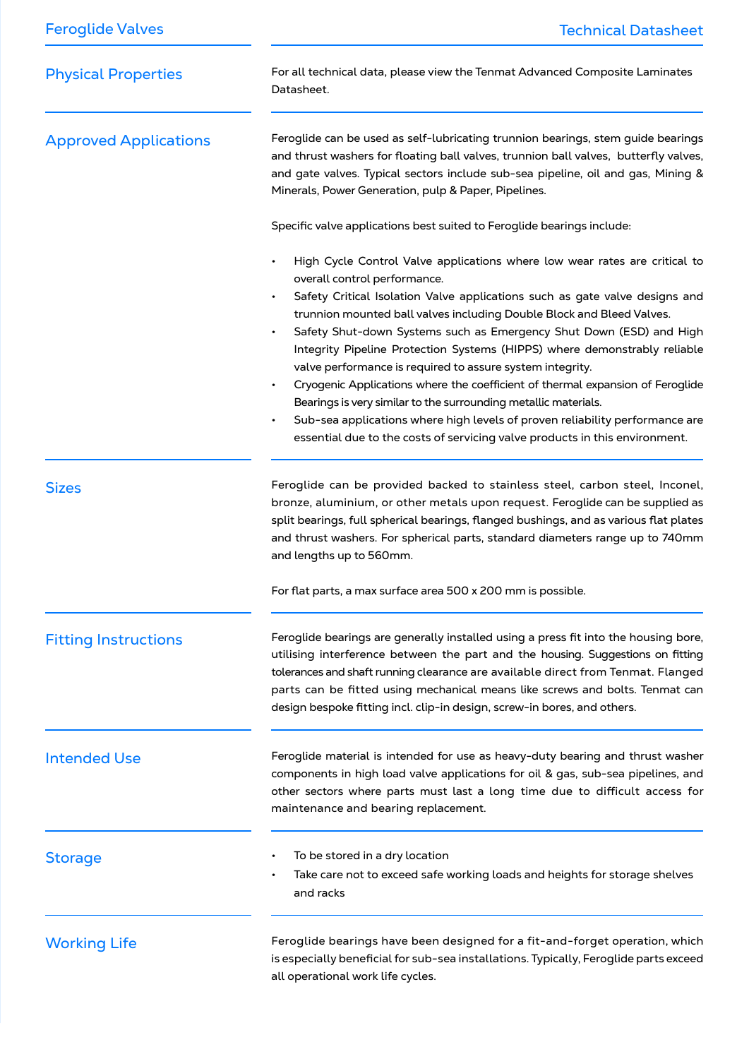## Physical Properties

For all technical data, please view the Tenmat Advanced Composite Laminates Datasheet.

## Approved Applications

Feroglide can be used as self-lubricating trunnion bearings, stem guide bearings and thrust washers for floating ball valves, trunnion ball valves, butterfly valves, and gate valves. Typical sectors include sub-sea pipeline, oil and gas, Mining & Minerals, Power Generation, pulp & Paper, Pipelines.

Specific valve applications best suited to Feroglide bearings include:

- High Cycle Control Valve applications where low wear rates are critical to overall control performance.
- Safety Critical Isolation Valve applications such as gate valve designs and trunnion mounted ball valves including Double Block and Bleed Valves.
- Safety Shut-down Systems such as Emergency Shut Down (ESD) and High Integrity Pipeline Protection Systems (HIPPS) where demonstrably reliable valve performance is required to assure system integrity.
- Cryogenic Applications where the coefficient of thermal expansion of Feroglide Bearings is very similar to the surrounding metallic materials.
- Sub-sea applications where high levels of proven reliability performance are essential due to the costs of servicing valve products in this environment.

## Sizes

Feroglide can be provided backed to stainless steel, carbon steel, Inconel, bronze, aluminium, or other metals upon request. Feroglide can be supplied as split bearings, full spherical bearings, flanged bushings, and as various flat plates and thrust washers. For spherical parts, standard diameters range up to 740mm and lengths up to 560mm.

For flat parts, a max surface area 500 x 200 mm is possible.

## Fitting Instructions

Feroglide bearings are generally installed using a press fit into the housing bore, utilising interference between the part and the housing. Suggestions on fitting tolerances and shaft running clearance are available direct from Tenmat. Flanged parts can be fitted using mechanical means like screws and bolts. Tenmat can design bespoke fitting incl. clip-in design, screw-in bores, and others.

## Intended Use

Feroglide material is intended for use as heavy-duty bearing and thrust washer components in high load valve applications for oil & gas, sub-sea pipelines, and other sectors where parts must last a long time due to difficult access for maintenance and bearing replacement.

## Storage

- To be stored in a dry location
- Take care not to exceed safe working loads and heights for storage shelves and racks

## Working Life

Feroglide bearings have been designed for a fit-and-forget operation, which is especially beneficial for sub-sea installations. Typically, Feroglide parts exceed all operational work life cycles.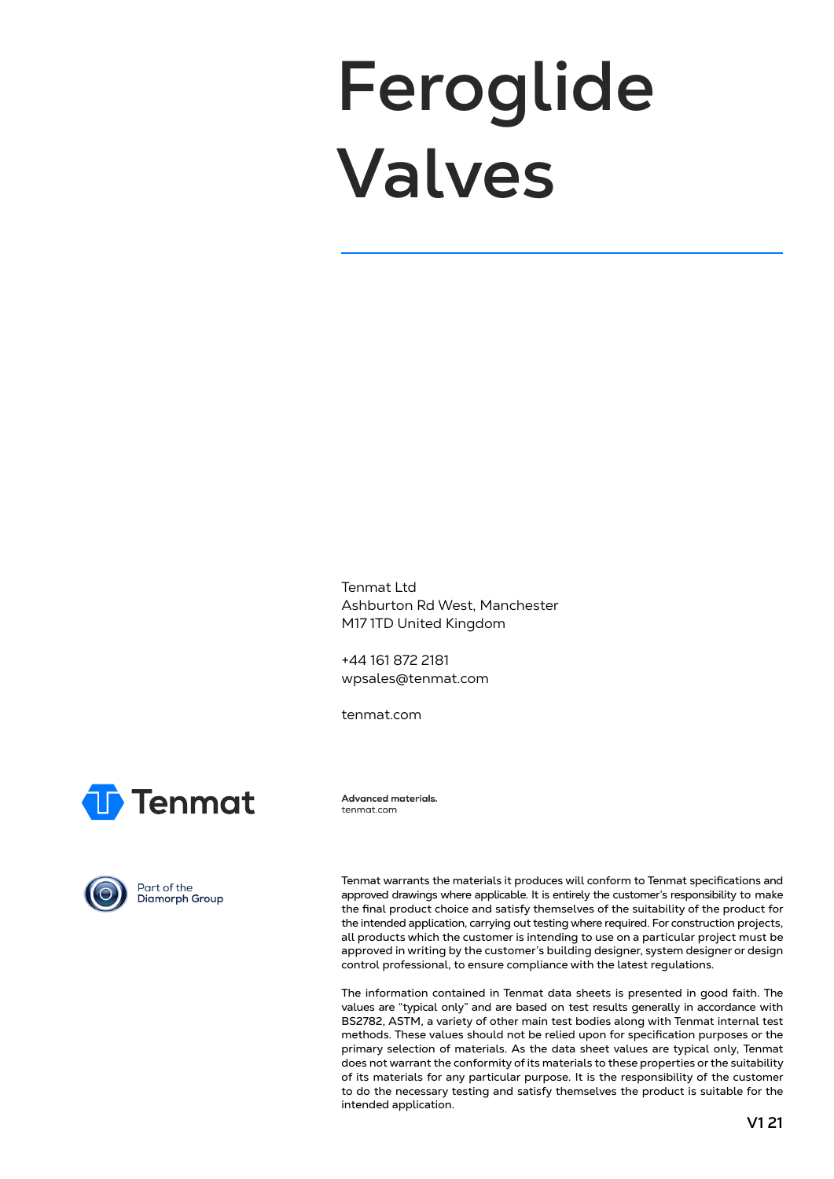# Feroglide Valves

Tenmat Ltd
Ashburton Rd West, Manchester
M17 1TD United Kingdom

+44 161 872 2181
wpsales@tenmat.com

tenmat.com

Tenmat

**Advanced materials.**
tenmat.com

Part of the
**Diamorph Group**

Tenmat warrants the materials it produces will conform to Tenmat specifications and approved drawings where applicable. It is entirely the customer's responsibility to make the final product choice and satisfy themselves of the suitability of the product for the intended application, carrying out testing where required. For construction projects, all products which the customer is intending to use on a particular project must be approved in writing by the customer's building designer, system designer or design control professional, to ensure compliance with the latest regulations.

The information contained in Tenmat data sheets is presented in good faith. The values are "typical only" and are based on test results generally in accordance with BS2782, ASTM, a variety of other main test bodies along with Tenmat internal test methods. These values should not be relied upon for specification purposes or the primary selection of materials. As the data sheet values are typical only, Tenmat does not warrant the conformity of its materials to these properties or the suitability of its materials for any particular purpose. It is the responsibility of the customer to do the necessary testing and satisfy themselves the product is suitable for the intended application.

V1 21